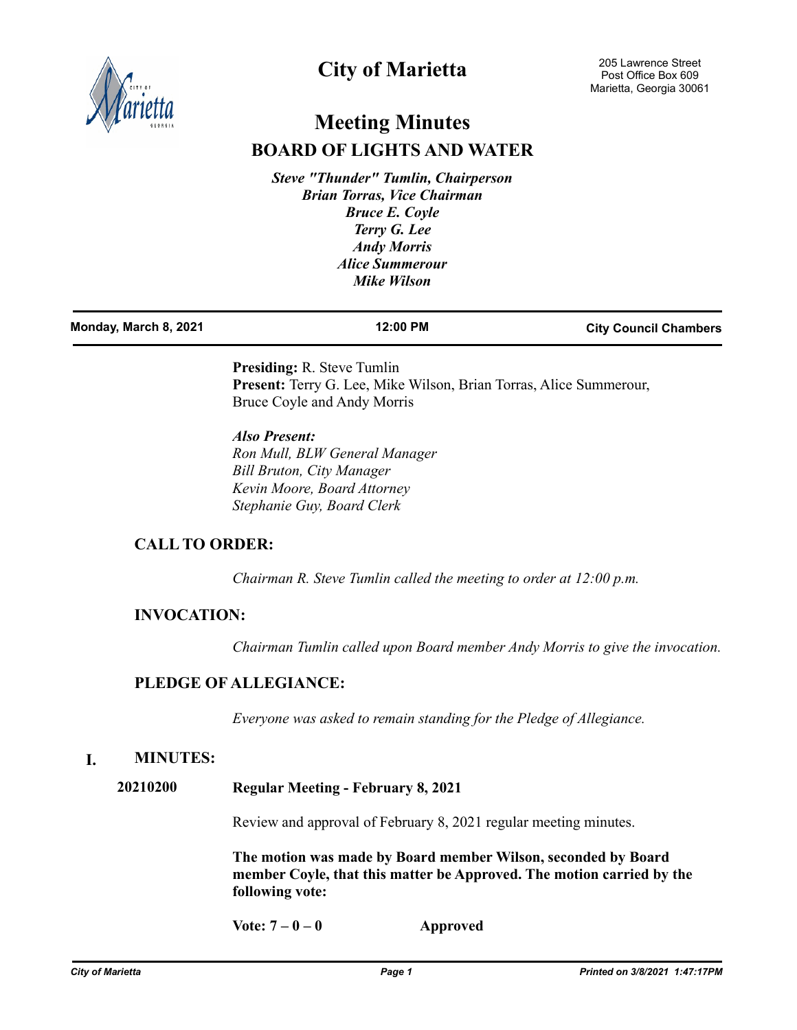# City of Marietta

205 Lawrence Street
Post Office Box 609
Marietta, Georgia 30061

## Meeting Minutes

## BOARD OF LIGHTS AND WATER

*Steve "Thunder" Tumlin, Chairperson*
*Brian Torras, Vice Chairman*
*Bruce E. Coyle*
*Terry G. Lee*
*Andy Morris*
*Alice Summerour*
*Mike Wilson*

**Monday, March 8, 2021** | **12:00 PM** | **City Council Chambers**

**Presiding:** R. Steve Tumlin
**Present:** Terry G. Lee, Mike Wilson, Brian Torras, Alice Summerour, Bruce Coyle and Andy Morris

***Also Present:***
*Ron Mull, BLW General Manager*
*Bill Bruton, City Manager*
*Kevin Moore, Board Attorney*
*Stephanie Guy, Board Clerk*

### CALL TO ORDER:

*Chairman R. Steve Tumlin called the meeting to order at 12:00 p.m.*

### INVOCATION:

*Chairman Tumlin called upon Board member Andy Morris to give the invocation.*

### PLEDGE OF ALLEGIANCE:

*Everyone was asked to remain standing for the Pledge of Allegiance.*

### I. MINUTES:

**20210200** **Regular Meeting - February 8, 2021**

Review and approval of February 8, 2021 regular meeting minutes.

**The motion was made by Board member Wilson, seconded by Board member Coyle, that this matter be Approved. The motion carried by the following vote:**

**Vote: 7 – 0 – 0** **Approved**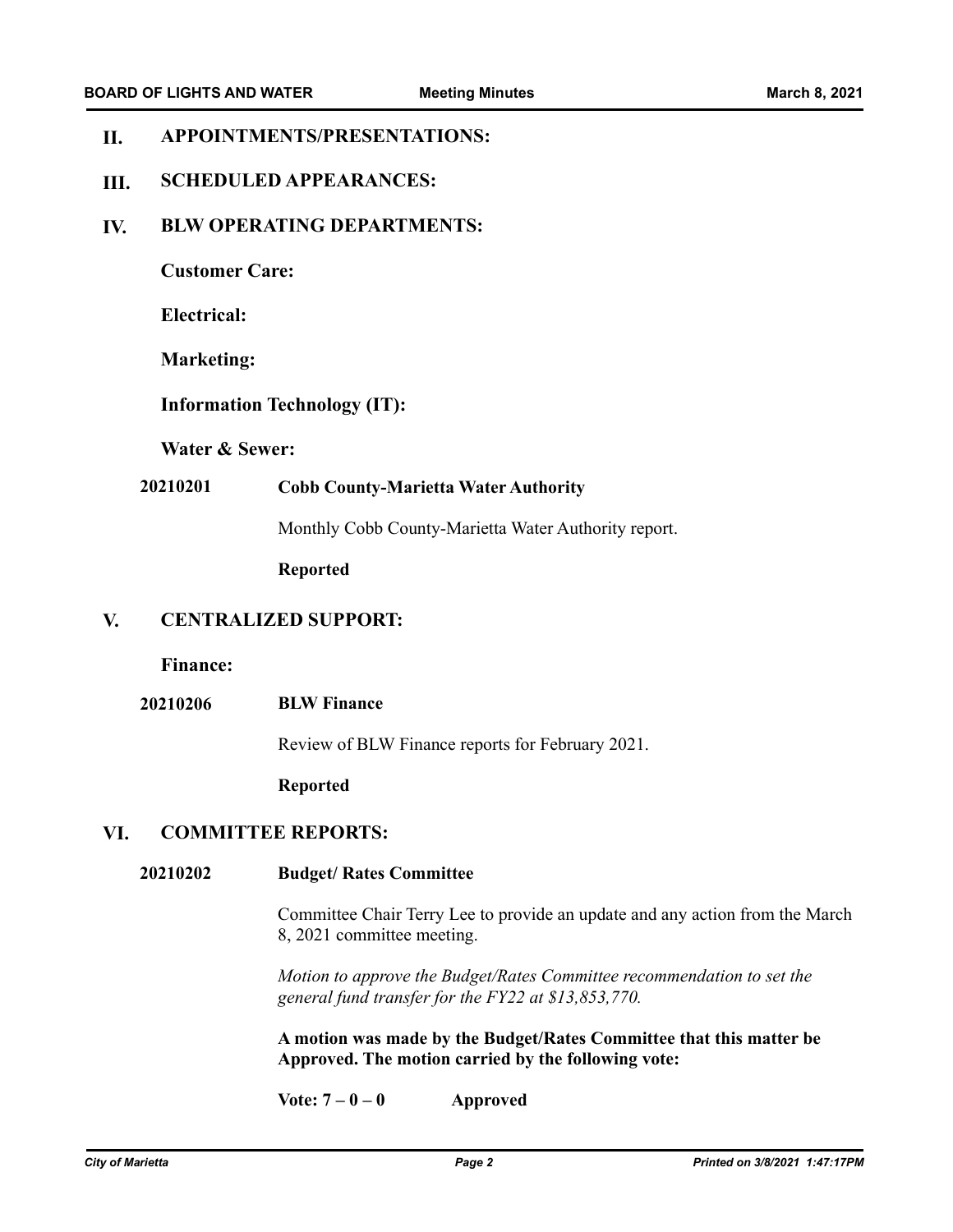## II. APPOINTMENTS/PRESENTATIONS:

## III. SCHEDULED APPEARANCES:

## IV. BLW OPERATING DEPARTMENTS:

**Customer Care:**

**Electrical:**

**Marketing:**

**Information Technology (IT):**

**Water & Sewer:**

**20210201** **Cobb County-Marietta Water Authority**

Monthly Cobb County-Marietta Water Authority report.

**Reported**

## V. CENTRALIZED SUPPORT:

**Finance:**

**20210206** **BLW Finance**

Review of BLW Finance reports for February 2021.

**Reported**

## VI. COMMITTEE REPORTS:

**20210202** **Budget/ Rates Committee**

Committee Chair Terry Lee to provide an update and any action from the March 8, 2021 committee meeting.

*Motion to approve the Budget/Rates Committee recommendation to set the general fund transfer for the FY22 at $13,853,770.*

**A motion was made by the Budget/Rates Committee that this matter be Approved. The motion carried by the following vote:**

**Vote: 7 – 0 – 0** **Approved**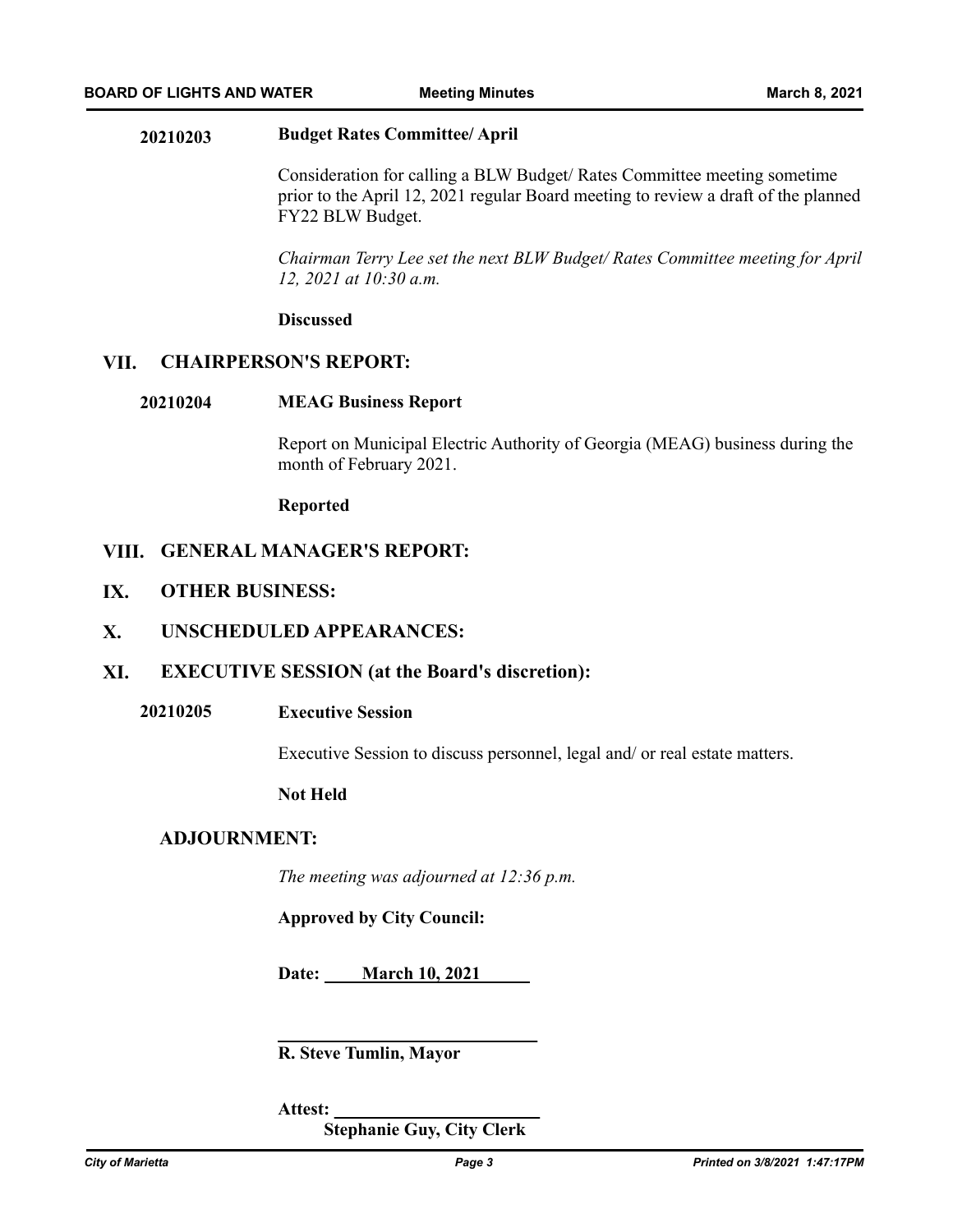**20210203** **Budget Rates Committee/ April**

Consideration for calling a BLW Budget/ Rates Committee meeting sometime prior to the April 12, 2021 regular Board meeting to review a draft of the planned FY22 BLW Budget.

*Chairman Terry Lee set the next BLW Budget/ Rates Committee meeting for April 12, 2021 at 10:30 a.m.*

**Discussed**

## VII. CHAIRPERSON'S REPORT:

**20210204** **MEAG Business Report**

Report on Municipal Electric Authority of Georgia (MEAG) business during the month of February 2021.

**Reported**

## VIII. GENERAL MANAGER'S REPORT:

## IX. OTHER BUSINESS:

## X. UNSCHEDULED APPEARANCES:

## XI. EXECUTIVE SESSION (at the Board's discretion):

**20210205** **Executive Session**

Executive Session to discuss personnel, legal and/ or real estate matters.

**Not Held**

## ADJOURNMENT:

*The meeting was adjourned at 12:36 p.m.*

**Approved by City Council:**

**Date: March 10, 2021**

______________________________

**R. Steve Tumlin, Mayor**

**Attest:** ______________________

**Stephanie Guy, City Clerk**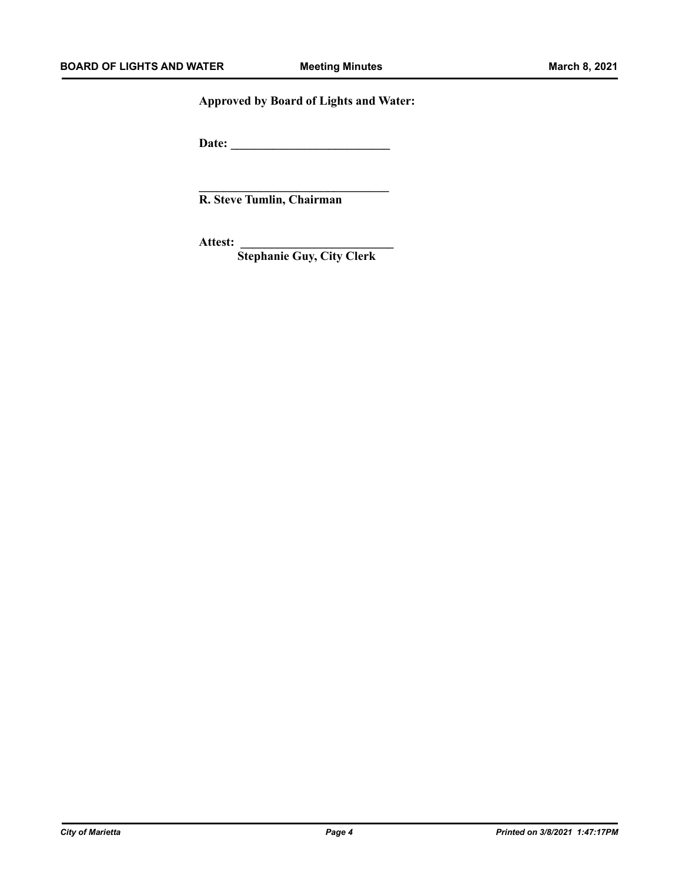**Approved by Board of Lights and Water:**

**Date: \_\_\_\_\_\_\_\_\_\_\_\_\_\_\_\_\_\_\_\_\_\_\_\_\_\_\_**

**\_\_\_\_\_\_\_\_\_\_\_\_\_\_\_\_\_\_\_\_\_\_\_\_\_\_\_\_\_\_\_\_**
**R. Steve Tumlin, Chairman**

**Attest: \_\_\_\_\_\_\_\_\_\_\_\_\_\_\_\_\_\_\_\_\_\_\_\_\_\_**
**Stephanie Guy, City Clerk**